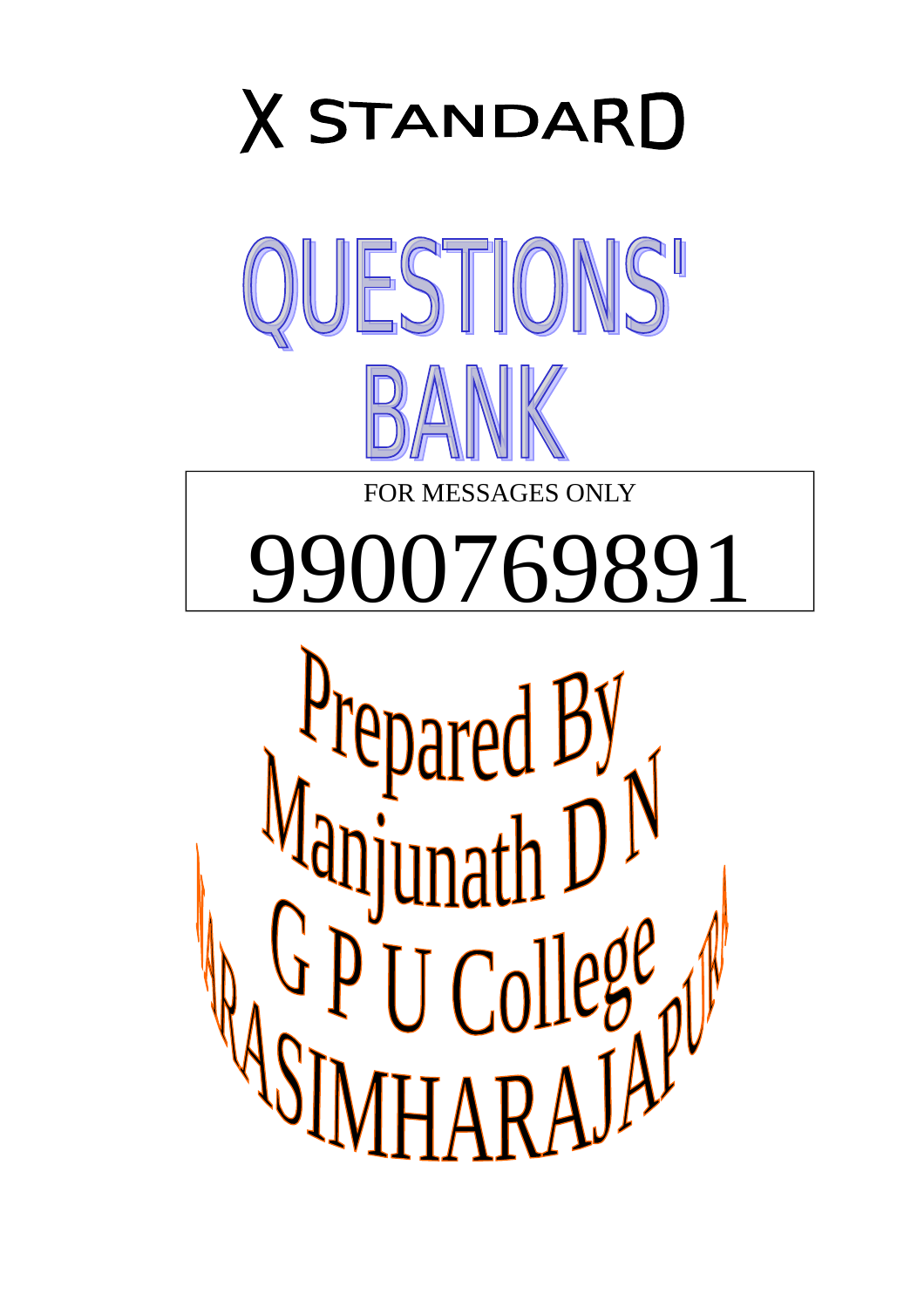# X STANDARD

# QUESTIONS' BANK

FOR MESSAGES ONLY

9900769891

Prepared By

Manjunath D N

G P U College

NARASIMHARAJAPURA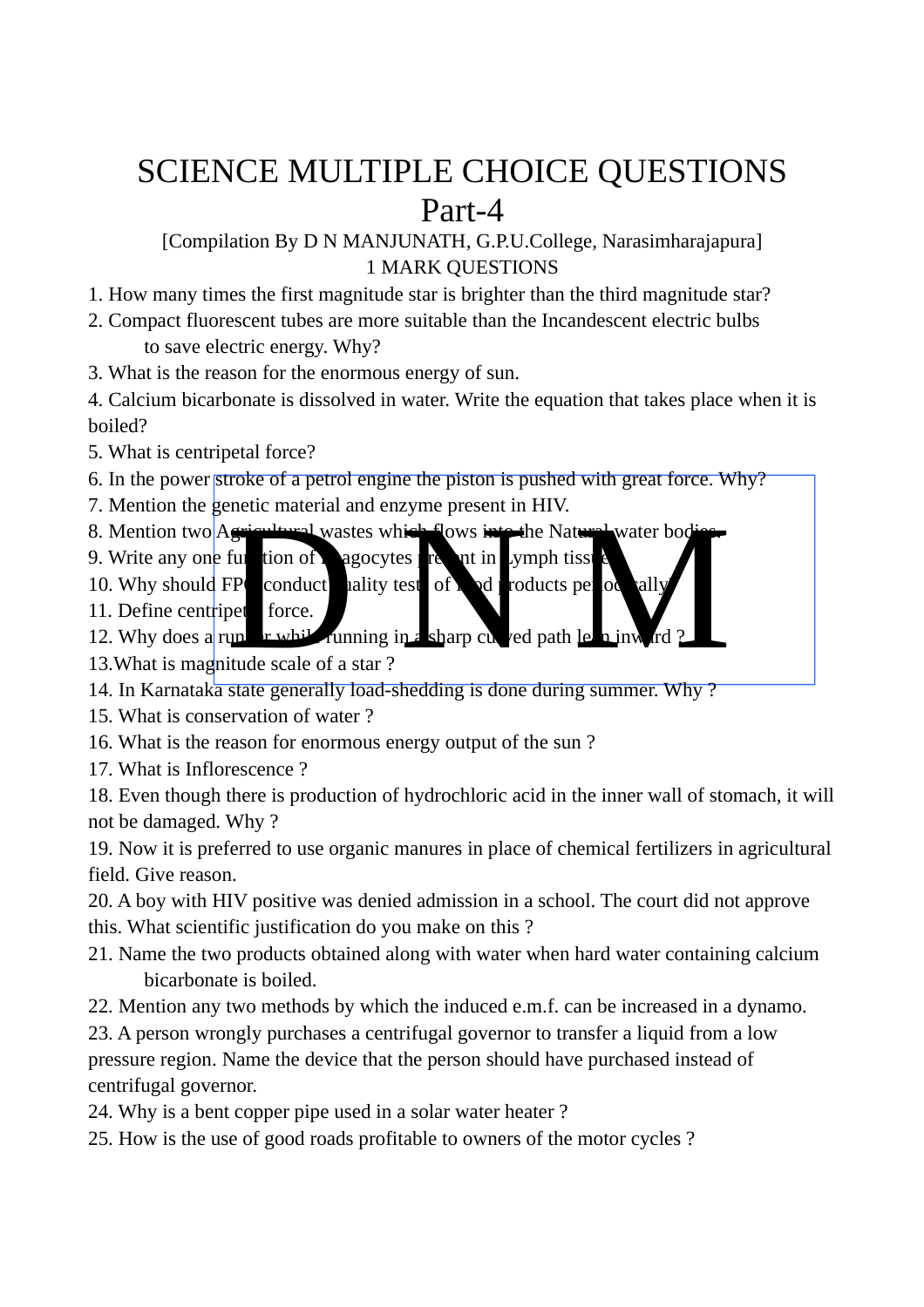# SCIENCE MULTIPLE CHOICE QUESTIONS
## Part-4

[Compilation By D N MANJUNATH, G.P.U.College, Narasimharajapura]

1 MARK QUESTIONS

1. How many times the first magnitude star is brighter than the third magnitude star?
2. Compact fluorescent tubes are more suitable than the Incandescent electric bulbs to save electric energy. Why?
3. What is the reason for the enormous energy of sun.
4. Calcium bicarbonate is dissolved in water. Write the equation that takes place when it is boiled?
5. What is centripetal force?
6. In the power stroke of a petrol engine the piston is pushed with great force. Why?
7. Mention the genetic material and enzyme present in HIV.
8. Mention two Agricultural wastes which flows into the Natural water bodies.
9. Write any one function of Phagocytes present in Lymph tissue.
10. Why should FPO conduct quality tests of food products periodically.
11. Define centripetal force.
12. Why does a runner while running in a sharp curved path lean inward ?
13. What is magnitude scale of a star ?
14. In Karnataka state generally load-shedding is done during summer. Why ?
15. What is conservation of water ?
16. What is the reason for enormous energy output of the sun ?
17. What is Inflorescence ?
18. Even though there is production of hydrochloric acid in the inner wall of stomach, it will not be damaged. Why ?
19. Now it is preferred to use organic manures in place of chemical fertilizers in agricultural field. Give reason.
20. A boy with HIV positive was denied admission in a school. The court did not approve this. What scientific justification do you make on this ?
21. Name the two products obtained along with water when hard water containing calcium bicarbonate is boiled.
22. Mention any two methods by which the induced e.m.f. can be increased in a dynamo.
23. A person wrongly purchases a centrifugal governor to transfer a liquid from a low pressure region. Name the device that the person should have purchased instead of centrifugal governor.
24. Why is a bent copper pipe used in a solar water heater ?
25. How is the use of good roads profitable to owners of the motor cycles ?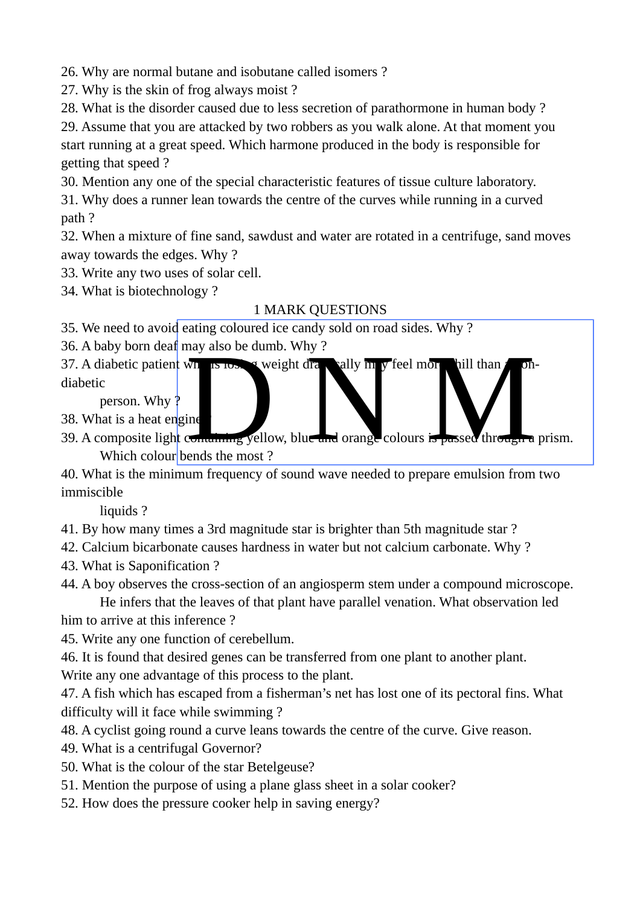26. Why are normal butane and isobutane called isomers ?
27. Why is the skin of frog always moist ?
28. What is the disorder caused due to less secretion of parathormone in human body ?
29. Assume that you are attacked by two robbers as you walk alone. At that moment you start running at a great speed. Which harmone produced in the body is responsible for getting that speed ?
30. Mention any one of the special characteristic features of tissue culture laboratory.
31. Why does a runner lean towards the centre of the curves while running in a curved path ?
32. When a mixture of fine sand, sawdust and water are rotated in a centrifuge, sand moves away towards the edges. Why ?
33. Write any two uses of solar cell.
34. What is biotechnology ?

## 1 MARK QUESTIONS

35. We need to avoid eating coloured ice candy sold on road sides. Why ?
36. A baby born deaf may also be dumb. Why ?
37. A diabetic patient who is losing weight drastically may feel more chill than a non-diabetic person. Why ?
38. What is a heat engine ?
39. A composite light containing yellow, blue and orange colours is passed through a prism. Which colour bends the most ?
40. What is the minimum frequency of sound wave needed to prepare emulsion from two immiscible liquids ?
41. By how many times a 3rd magnitude star is brighter than 5th magnitude star ?
42. Calcium bicarbonate causes hardness in water but not calcium carbonate. Why ?
43. What is Saponification ?
44. A boy observes the cross-section of an angiosperm stem under a compound microscope. He infers that the leaves of that plant have parallel venation. What observation led him to arrive at this inference ?
45. Write any one function of cerebellum.
46. It is found that desired genes can be transferred from one plant to another plant. Write any one advantage of this process to the plant.
47. A fish which has escaped from a fisherman's net has lost one of its pectoral fins. What difficulty will it face while swimming ?
48. A cyclist going round a curve leans towards the centre of the curve. Give reason.
49. What is a centrifugal Governor?
50. What is the colour of the star Betelgeuse?
51. Mention the purpose of using a plane glass sheet in a solar cooker?
52. How does the pressure cooker help in saving energy?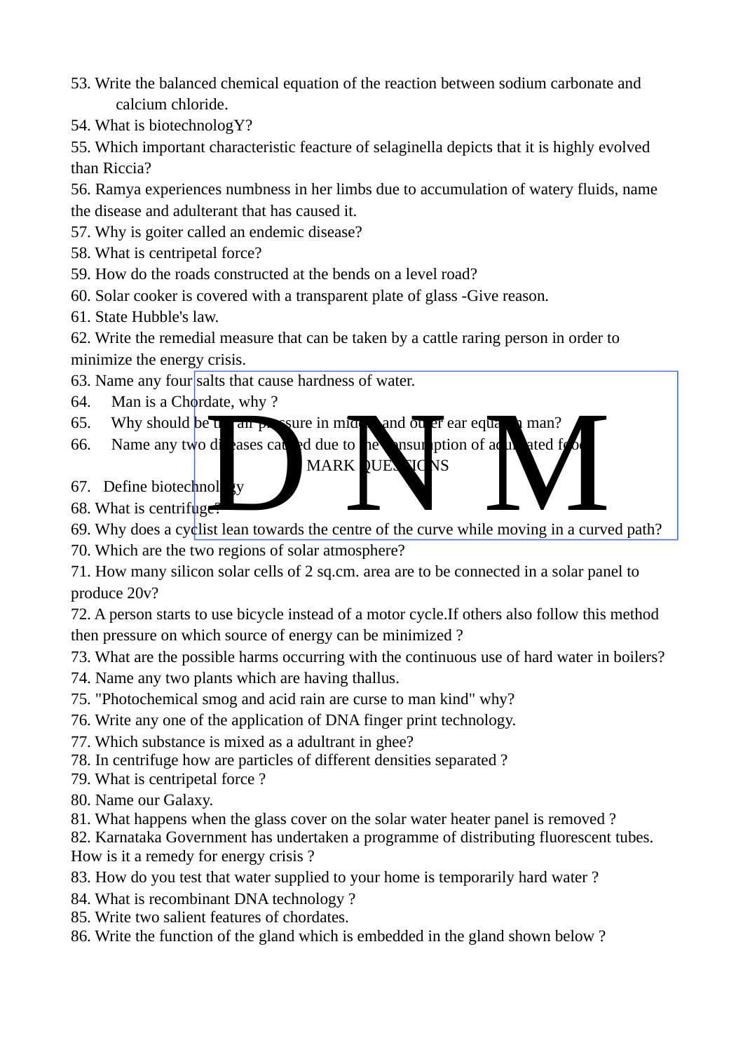53. Write the balanced chemical equation of the reaction between sodium carbonate and calcium chloride.

54. What is biotechnologY?

55. Which important characteristic feacture of selaginella depicts that it is highly evolved than Riccia?

56. Ramya experiences numbness in her limbs due to accumulation of watery fluids, name the disease and adulterant that has caused it.

57. Why is goiter called an endemic disease?

58. What is centripetal force?

59. How do the roads constructed at the bends on a level road?

60. Solar cooker is covered with a transparent plate of glass -Give reason.

61. State Hubble's law.

62. Write the remedial measure that can be taken by a cattle raring person in order to minimize the energy crisis.

63. Name any four salts that cause hardness of water.

64. Man is a Chordate, why ?

65. Why should be the air pressure in middle and outer ear equal in man?

66. Name any two diseases caused due to the consumption of adulterated food.

MARK QUESTIONS

67. Define biotechnology

68. What is centrifuge?

69. Why does a cyclist lean towards the centre of the curve while moving in a curved path?

70. Which are the two regions of solar atmosphere?

71. How many silicon solar cells of 2 sq.cm. area are to be connected in a solar panel to produce 20v?

72. A person starts to use bicycle instead of a motor cycle.If others also follow this method then pressure on which source of energy can be minimized ?

73. What are the possible harms occurring with the continuous use of hard water in boilers?

74. Name any two plants which are having thallus.

75. "Photochemical smog and acid rain are curse to man kind" why?

76. Write any one of the application of DNA finger print technology.

77. Which substance is mixed as a adultrant in ghee?

78. In centrifuge how are particles of different densities separated ?

79. What is centripetal force ?

80. Name our Galaxy.

81. What happens when the glass cover on the solar water heater panel is removed ?

82. Karnataka Government has undertaken a programme of distributing fluorescent tubes. How is it a remedy for energy crisis ?

83. How do you test that water supplied to your home is temporarily hard water ?

84. What is recombinant DNA technology ?

85. Write two salient features of chordates.

86. Write the function of the gland which is embedded in the gland shown below ?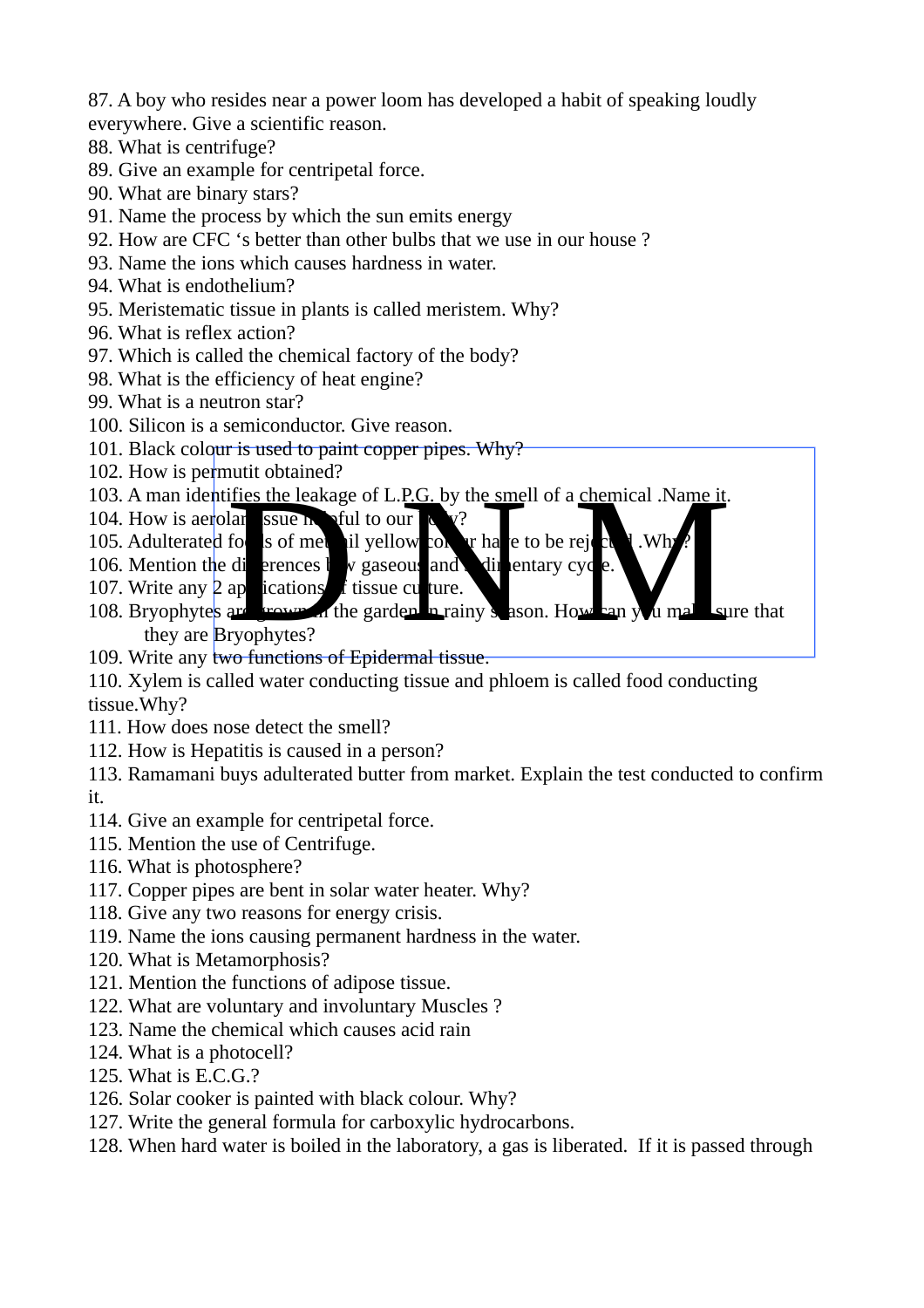87. A boy who resides near a power loom has developed a habit of speaking loudly everywhere. Give a scientific reason.
88. What is centrifuge?
89. Give an example for centripetal force.
90. What are binary stars?
91. Name the process by which the sun emits energy
92. How are CFC 's better than other bulbs that we use in our house ?
93. Name the ions which causes hardness in water.
94. What is endothelium?
95. Meristematic tissue in plants is called meristem. Why?
96. What is reflex action?
97. Which is called the chemical factory of the body?
98. What is the efficiency of heat engine?
99. What is a neutron star?
100. Silicon is a semiconductor. Give reason.
101. Black colour is used to paint copper pipes. Why?
102. How is permutit obtained?
103. A man identifies the leakage of L.P.G. by the smell of a chemical .Name it.
104. How is aerolar tissue helpful to our body?
105. Adulterated foods of metanil yellow colour have to be rejected .Why?
106. Mention the differences b/w gaseous and sedimentary cycle.
107. Write any 2 applications of tissue culture.
108. Bryophytes are grown in the garden in rainy season. How can you make sure that they are Bryophytes?
109. Write any two functions of Epidermal tissue.
110. Xylem is called water conducting tissue and phloem is called food conducting tissue.Why?
111. How does nose detect the smell?
112. How is Hepatitis is caused in a person?
113. Ramamani buys adulterated butter from market. Explain the test conducted to confirm it.
114. Give an example for centripetal force.
115. Mention the use of Centrifuge.
116. What is photosphere?
117. Copper pipes are bent in solar water heater. Why?
118. Give any two reasons for energy crisis.
119. Name the ions causing permanent hardness in the water.
120. What is Metamorphosis?
121. Mention the functions of adipose tissue.
122. What are voluntary and involuntary Muscles ?
123. Name the chemical which causes acid rain
124. What is a photocell?
125. What is E.C.G.?
126. Solar cooker is painted with black colour. Why?
127. Write the general formula for carboxylic hydrocarbons.
128. When hard water is boiled in the laboratory, a gas is liberated. If it is passed through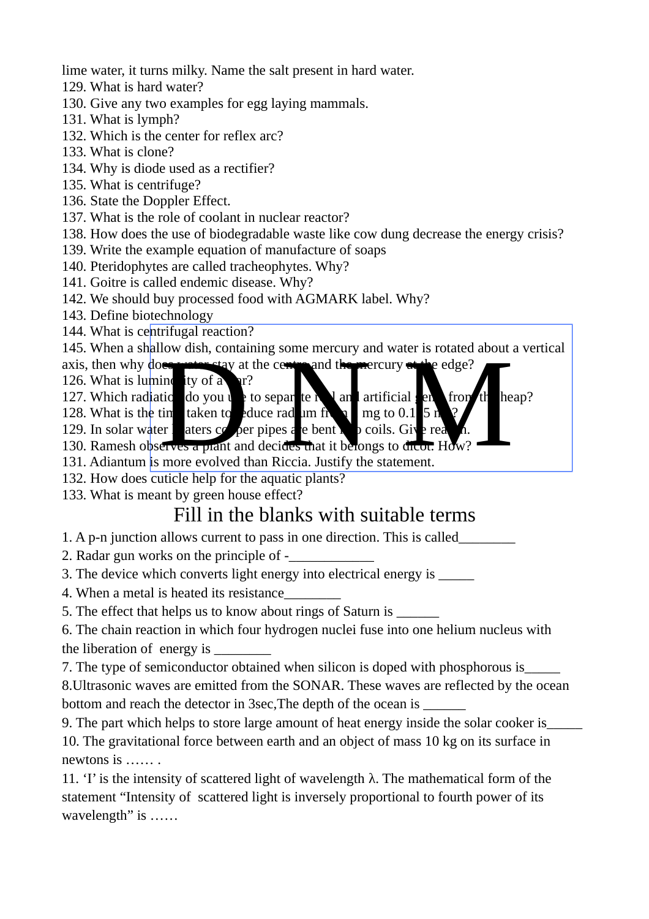lime water, it turns milky. Name the salt present in hard water.
129. What is hard water?
130. Give any two examples for egg laying mammals.
131. What is lymph?
132. Which is the center for reflex arc?
133. What is clone?
134. Why is diode used as a rectifier?
135. What is centrifuge?
136. State the Doppler Effect.
137. What is the role of coolant in nuclear reactor?
138. How does the use of biodegradable waste like cow dung decrease the energy crisis?
139. Write the example equation of manufacture of soaps
140. Pteridophytes are called tracheophytes. Why?
141. Goitre is called endemic disease. Why?
142. We should buy processed food with AGMARK label. Why?
143. Define biotechnology
144. What is centrifugal reaction?
145. When a shallow dish, containing some mercury and water is rotated about a vertical axis, then why does water stay at the centre and the mercury at the edge?
126. What is luminosity of a star?
127. Which radiation do you use to separate real and artificial gems from the heap?
128. What is the time taken to reduce radium from 1 mg to 0.125 mg?
129. In solar water heaters copper pipes are bent into coils. Give reason.
130. Ramesh observes a plant and decides that it belongs to dicot. How?
131. Adiantum is more evolved than Riccia. Justify the statement.
132. How does cuticle help for the aquatic plants?
133. What is meant by green house effect?

## Fill in the blanks with suitable terms

1. A p-n junction allows current to pass in one direction. This is called________
2. Radar gun works on the principle of -____________
3. The device which converts light energy into electrical energy is _____
4. When a metal is heated its resistance________
5. The effect that helps us to know about rings of Saturn is ______
6. The chain reaction in which four hydrogen nuclei fuse into one helium nucleus with the liberation of energy is ________
7. The type of semiconductor obtained when silicon is doped with phosphorous is_____
8. Ultrasonic waves are emitted from the SONAR. These waves are reflected by the ocean bottom and reach the detector in 3sec, The depth of the ocean is ______
9. The part which helps to store large amount of heat energy inside the solar cooker is_____
10. The gravitational force between earth and an object of mass 10 kg on its surface in newtons is …… .
11. 'I' is the intensity of scattered light of wavelength $\lambda$. The mathematical form of the statement "Intensity of scattered light is inversely proportional to fourth power of its wavelength" is ……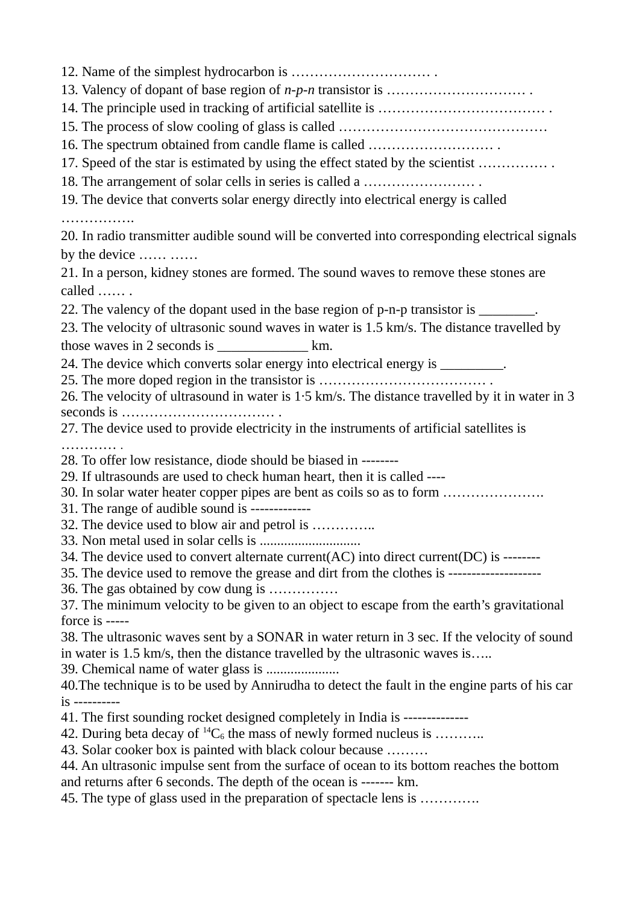12. Name of the simplest hydrocarbon is ………………………… .

13. Valency of dopant of base region of *n-p-n* transistor is ………………………… .

14. The principle used in tracking of artificial satellite is ……………………………… .

15. The process of slow cooling of glass is called ………………………………………

16. The spectrum obtained from candle flame is called ……………………… .

17. Speed of the star is estimated by using the effect stated by the scientist …………… .

18. The arrangement of solar cells in series is called a …………………… .

19. The device that converts solar energy directly into electrical energy is called …………….

20. In radio transmitter audible sound will be converted into corresponding electrical signals by the device …… ……

21. In a person, kidney stones are formed. The sound waves to remove these stones are called …… .

22. The valency of the dopant used in the base region of p-n-p transistor is ________.

23. The velocity of ultrasonic sound waves in water is 1.5 km/s. The distance travelled by those waves in 2 seconds is _____________ km.

24. The device which converts solar energy into electrical energy is _________.

25. The more doped region in the transistor is ……………………………… .

26. The velocity of ultrasound in water is 1·5 km/s. The distance travelled by it in water in 3 seconds is …………………………… .

27. The device used to provide electricity in the instruments of artificial satellites is ………… .

28. To offer low resistance, diode should be biased in --------

29. If ultrasounds are used to check human heart, then it is called ----

30. In solar water heater copper pipes are bent as coils so as to form ………………….

31. The range of audible sound is -------------

32. The device used to blow air and petrol is …………..

33. Non metal used in solar cells is ............................

34. The device used to convert alternate current(AC) into direct current(DC) is --------

35. The device used to remove the grease and dirt from the clothes is --------------------

36. The gas obtained by cow dung is ……………

37. The minimum velocity to be given to an object to escape from the earth's gravitational force is -----

38. The ultrasonic waves sent by a SONAR in water return in 3 sec. If the velocity of sound in water is 1.5 km/s, then the distance travelled by the ultrasonic waves is…..

39. Chemical name of water glass is .....................

40.The technique is to be used by Annirudha to detect the fault in the engine parts of his car is ----------

41. The first sounding rocket designed completely in India is --------------

42. During beta decay of $^{14}C_6$ the mass of newly formed nucleus is ………..

43. Solar cooker box is painted with black colour because ………

44. An ultrasonic impulse sent from the surface of ocean to its bottom reaches the bottom and returns after 6 seconds. The depth of the ocean is ------- km.

45. The type of glass used in the preparation of spectacle lens is ………….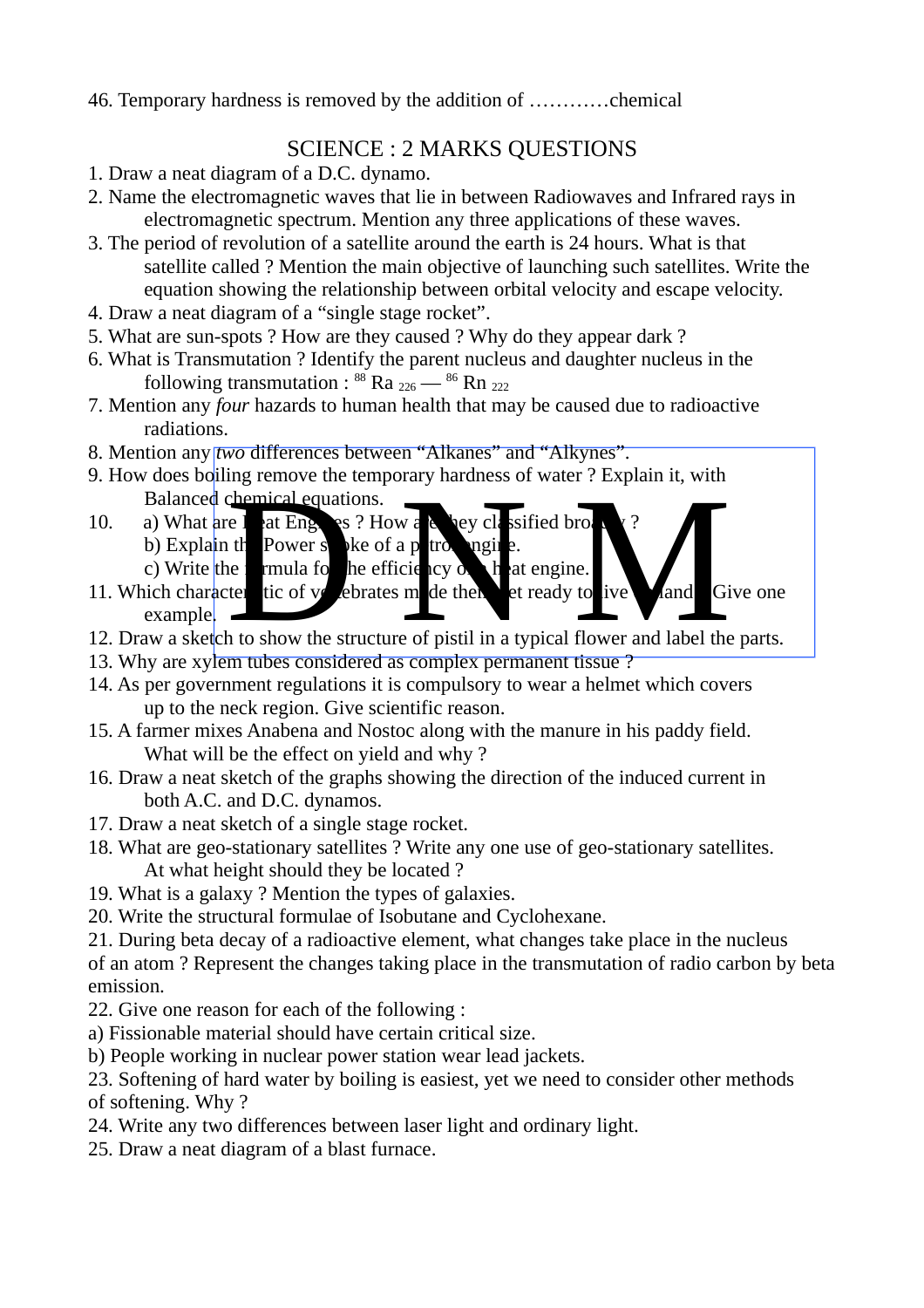46. Temporary hardness is removed by the addition of …………chemical

## SCIENCE : 2 MARKS QUESTIONS

1. Draw a neat diagram of a D.C. dynamo.
2. Name the electromagnetic waves that lie in between Radiowaves and Infrared rays in electromagnetic spectrum. Mention any three applications of these waves.
3. The period of revolution of a satellite around the earth is 24 hours. What is that satellite called ? Mention the main objective of launching such satellites. Write the equation showing the relationship between orbital velocity and escape velocity.
4. Draw a neat diagram of a "single stage rocket".
5. What are sun-spots ? How are they caused ? Why do they appear dark ?
6. What is Transmutation ? Identify the parent nucleus and daughter nucleus in the following transmutation : ${}^{88}Ra_{226}$ — ${}^{86}Rn_{222}$
7. Mention any *four* hazards to human health that may be caused due to radioactive radiations.
8. Mention any *two* differences between "Alkanes" and "Alkynes".
9. How does boiling remove the temporary hardness of water ? Explain it, with Balanced chemical equations.
10. a) What are Heat Engines ? How are they classified broadly ?
    b) Explain the Power stroke of a petrol engine.
    c) Write the formula for the efficiency of a heat engine.
11. Which characteristic of vertebrates made them get ready to live on land ? Give one example.
12. Draw a sketch to show the structure of pistil in a typical flower and label the parts.
13. Why are xylem tubes considered as complex permanent tissue ?
14. As per government regulations it is compulsory to wear a helmet which covers up to the neck region. Give scientific reason.
15. A farmer mixes Anabena and Nostoc along with the manure in his paddy field. What will be the effect on yield and why ?
16. Draw a neat sketch of the graphs showing the direction of the induced current in both A.C. and D.C. dynamos.
17. Draw a neat sketch of a single stage rocket.
18. What are geo-stationary satellites ? Write any one use of geo-stationary satellites. At what height should they be located ?
19. What is a galaxy ? Mention the types of galaxies.
20. Write the structural formulae of Isobutane and Cyclohexane.
21. During beta decay of a radioactive element, what changes take place in the nucleus of an atom ? Represent the changes taking place in the transmutation of radio carbon by beta emission.
22. Give one reason for each of the following :
    a) Fissionable material should have certain critical size.
    b) People working in nuclear power station wear lead jackets.
23. Softening of hard water by boiling is easiest, yet we need to consider other methods of softening. Why ?
24. Write any two differences between laser light and ordinary light.
25. Draw a neat diagram of a blast furnace.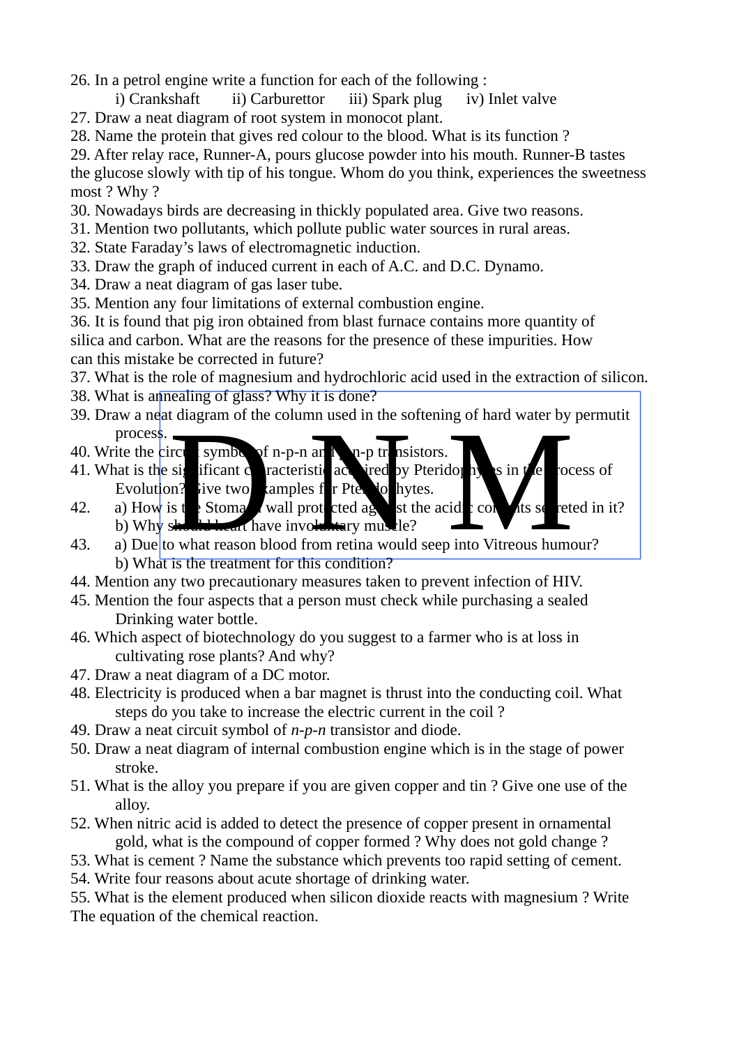26. In a petrol engine write a function for each of the following :
    i) Crankshaft    ii) Carburettor    iii) Spark plug    iv) Inlet valve
27. Draw a neat diagram of root system in monocot plant.
28. Name the protein that gives red colour to the blood. What is its function ?
29. After relay race, Runner-A, pours glucose powder into his mouth. Runner-B tastes the glucose slowly with tip of his tongue. Whom do you think, experiences the sweetness most ? Why ?
30. Nowadays birds are decreasing in thickly populated area. Give two reasons.
31. Mention two pollutants, which pollute public water sources in rural areas.
32. State Faraday's laws of electromagnetic induction.
33. Draw the graph of induced current in each of A.C. and D.C. Dynamo.
34. Draw a neat diagram of gas laser tube.
35. Mention any four limitations of external combustion engine.
36. It is found that pig iron obtained from blast furnace contains more quantity of silica and carbon. What are the reasons for the presence of these impurities. How can this mistake be corrected in future?
37. What is the role of magnesium and hydrochloric acid used in the extraction of silicon.
38. What is annealing of glass? Why it is done?
39. Draw a neat diagram of the column used in the softening of hard water by permutit process.
40. Write the circuit symbol of n-p-n and p-n-p transistors.
41. What is the significant characteristic acquired by Pteridophytes in the process of Evolution? Give two examples for Pteridophytes.
42. a) How is the Stomach wall protected against the acidic contents secreted in it?
    b) Why should heart have involuntary muscle?
43. a) Due to what reason blood from retina would seep into Vitreous humour?
    b) What is the treatment for this condition?
44. Mention any two precautionary measures taken to prevent infection of HIV.
45. Mention the four aspects that a person must check while purchasing a sealed Drinking water bottle.
46. Which aspect of biotechnology do you suggest to a farmer who is at loss in cultivating rose plants? And why?
47. Draw a neat diagram of a DC motor.
48. Electricity is produced when a bar magnet is thrust into the conducting coil. What steps do you take to increase the electric current in the coil ?
49. Draw a neat circuit symbol of *n-p-n* transistor and diode.
50. Draw a neat diagram of internal combustion engine which is in the stage of power stroke.
51. What is the alloy you prepare if you are given copper and tin ? Give one use of the alloy.
52. When nitric acid is added to detect the presence of copper present in ornamental gold, what is the compound of copper formed ? Why does not gold change ?
53. What is cement ? Name the substance which prevents too rapid setting of cement.
54. Write four reasons about acute shortage of drinking water.
55. What is the element produced when silicon dioxide reacts with magnesium ? Write The equation of the chemical reaction.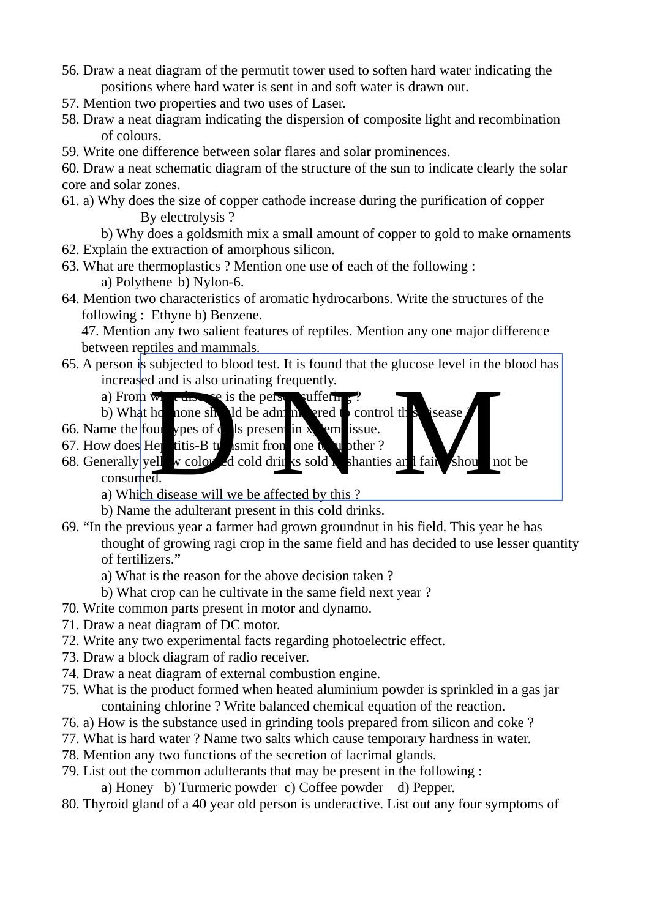56. Draw a neat diagram of the permutit tower used to soften hard water indicating the positions where hard water is sent in and soft water is drawn out.
57. Mention two properties and two uses of Laser.
58. Draw a neat diagram indicating the dispersion of composite light and recombination of colours.
59. Write one difference between solar flares and solar prominences.
60. Draw a neat schematic diagram of the structure of the sun to indicate clearly the solar core and solar zones.
61. a) Why does the size of copper cathode increase during the purification of copper By electrolysis ?

    b) Why does a goldsmith mix a small amount of copper to gold to make ornaments
62. Explain the extraction of amorphous silicon.
63. What are thermoplastics ? Mention one use of each of the following :

    a) Polythene b) Nylon-6.
64. Mention two characteristics of aromatic hydrocarbons. Write the structures of the following : Ethyne b) Benzene.

    47. Mention any two salient features of reptiles. Mention any one major difference between reptiles and mammals.
65. A person is subjected to blood test. It is found that the glucose level in the blood has increased and is also urinating frequently.

    a) From what disease is the person suffering ?

    b) What hormone should be administered to control this disease ?
66. Name the four types of cells present in xylem tissue.
67. How does Hepatitis-B transmit from one to another ?
68. Generally yellow coloured cold drinks sold in shanties and fairs should not be consumed.

    a) Which disease will we be affected by this ?

    b) Name the adulterant present in this cold drinks.
69. "In the previous year a farmer had grown groundnut in his field. This year he has thought of growing ragi crop in the same field and has decided to use lesser quantity of fertilizers."

    a) What is the reason for the above decision taken ?

    b) What crop can he cultivate in the same field next year ?
70. Write common parts present in motor and dynamo.
71. Draw a neat diagram of DC motor.
72. Write any two experimental facts regarding photoelectric effect.
73. Draw a block diagram of radio receiver.
74. Draw a neat diagram of external combustion engine.
75. What is the product formed when heated aluminium powder is sprinkled in a gas jar containing chlorine ? Write balanced chemical equation of the reaction.
76. a) How is the substance used in grinding tools prepared from silicon and coke ?
77. What is hard water ? Name two salts which cause temporary hardness in water.
78. Mention any two functions of the secretion of lacrimal glands.
79. List out the common adulterants that may be present in the following :

    a) Honey b) Turmeric powder c) Coffee powder d) Pepper.
80. Thyroid gland of a 40 year old person is underactive. List out any four symptoms of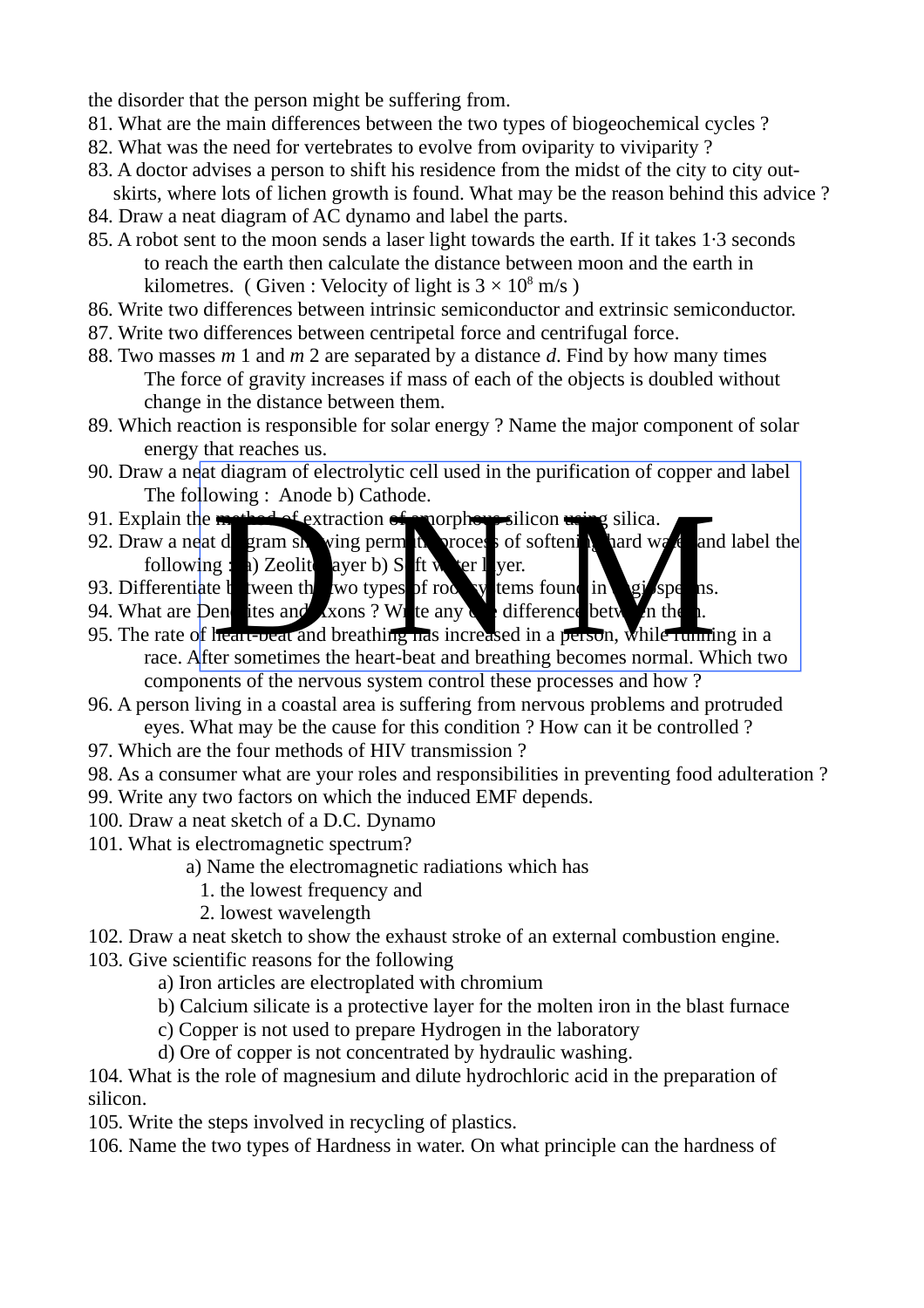the disorder that the person might be suffering from.

81. What are the main differences between the two types of biogeochemical cycles ?
82. What was the need for vertebrates to evolve from oviparity to viviparity ?
83. A doctor advises a person to shift his residence from the midst of the city to city out-skirts, where lots of lichen growth is found. What may be the reason behind this advice ?
84. Draw a neat diagram of AC dynamo and label the parts.
85. A robot sent to the moon sends a laser light towards the earth. If it takes 1·3 seconds to reach the earth then calculate the distance between moon and the earth in kilometres. ( Given : Velocity of light is $3 \times 10^8$ m/s )
86. Write two differences between intrinsic semiconductor and extrinsic semiconductor.
87. Write two differences between centripetal force and centrifugal force.
88. Two masses $m$ 1 and $m$ 2 are separated by a distance $d$. Find by how many times The force of gravity increases if mass of each of the objects is doubled without change in the distance between them.
89. Which reaction is responsible for solar energy ? Name the major component of solar energy that reaches us.
90. Draw a neat diagram of electrolytic cell used in the purification of copper and label The following : Anode b) Cathode.
91. Explain the method of extraction of amorphous silicon using silica.
92. Draw a neat diagram showing permutit process of softening hard water and label the following : a) Zeolite layer b) Soft water layer.
93. Differentiate between the two types of root systems found in angiosperms.
94. What are Dendrites and Axons ? Write any one difference between them.
95. The rate of heart-beat and breathing has increased in a person, while running in a race. After sometimes the heart-beat and breathing becomes normal. Which two components of the nervous system control these processes and how ?
96. A person living in a coastal area is suffering from nervous problems and protruded eyes. What may be the cause for this condition ? How can it be controlled ?
97. Which are the four methods of HIV transmission ?
98. As a consumer what are your roles and responsibilities in preventing food adulteration ?
99. Write any two factors on which the induced EMF depends.
100. Draw a neat sketch of a D.C. Dynamo
101. What is electromagnetic spectrum?
    a) Name the electromagnetic radiations which has
        1. the lowest frequency and
        2. lowest wavelength
102. Draw a neat sketch to show the exhaust stroke of an external combustion engine.
103. Give scientific reasons for the following
    a) Iron articles are electroplated with chromium
    b) Calcium silicate is a protective layer for the molten iron in the blast furnace
    c) Copper is not used to prepare Hydrogen in the laboratory
    d) Ore of copper is not concentrated by hydraulic washing.
104. What is the role of magnesium and dilute hydrochloric acid in the preparation of silicon.
105. Write the steps involved in recycling of plastics.
106. Name the two types of Hardness in water. On what principle can the hardness of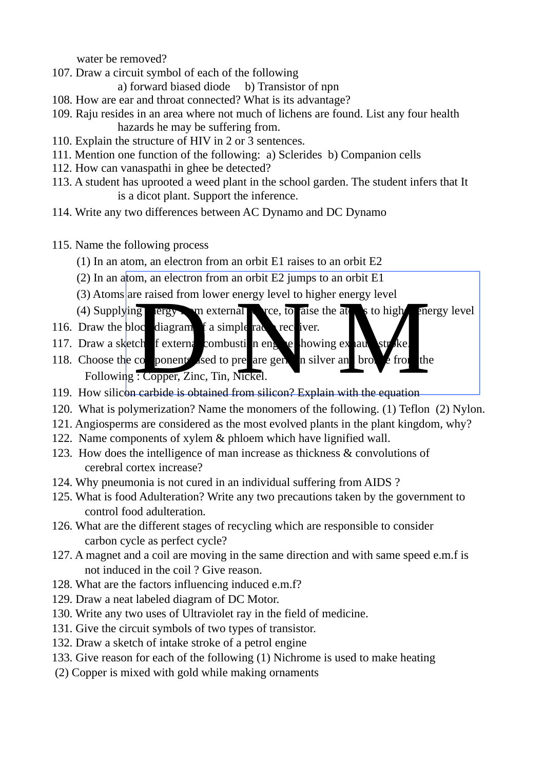water be removed?

107. Draw a circuit symbol of each of the following
  a) forward biased diode  b) Transistor of npn

108. How are ear and throat connected? What is its advantage?

109. Raju resides in an area where not much of lichens are found. List any four health hazards he may be suffering from.

110. Explain the structure of HIV in 2 or 3 sentences.

111. Mention one function of the following: a) Sclerides b) Companion cells

112. How can vanaspathi in ghee be detected?

113. A student has uprooted a weed plant in the school garden. The student infers that It is a dicot plant. Support the inference.

114. Write any two differences between AC Dynamo and DC Dynamo

115. Name the following process
  (1) In an atom, an electron from an orbit E1 raises to an orbit E2
  (2) In an atom, an electron from an orbit E2 jumps to an orbit E1
  (3) Atoms are raised from lower energy level to higher energy level
  (4) Supplying energy from external source, to raise the atoms to higher energy level

116. Draw the block diagram of a simple radio receiver.

117. Draw a sketch of external combustion engine showing exhaust stroke.

118. Choose the components used to prepare german silver and bronze from the Following : Copper, Zinc, Tin, Nickel.

119. How silicon carbide is obtained from silicon? Explain with the equation

120. What is polymerization? Name the monomers of the following. (1) Teflon (2) Nylon.

121. Angiosperms are considered as the most evolved plants in the plant kingdom, why?

122. Name components of xylem & phloem which have lignified wall.

123. How does the intelligence of man increase as thickness & convolutions of cerebral cortex increase?

124. Why pneumonia is not cured in an individual suffering from AIDS ?

125. What is food Adulteration? Write any two precautions taken by the government to control food adulteration.

126. What are the different stages of recycling which are responsible to consider carbon cycle as perfect cycle?

127. A magnet and a coil are moving in the same direction and with same speed e.m.f is not induced in the coil ? Give reason.

128. What are the factors influencing induced e.m.f?

129. Draw a neat labeled diagram of DC Motor.

130. Write any two uses of Ultraviolet ray in the field of medicine.

131. Give the circuit symbols of two types of transistor.

132. Draw a sketch of intake stroke of a petrol engine

133. Give reason for each of the following (1) Nichrome is used to make heating
(2) Copper is mixed with gold while making ornaments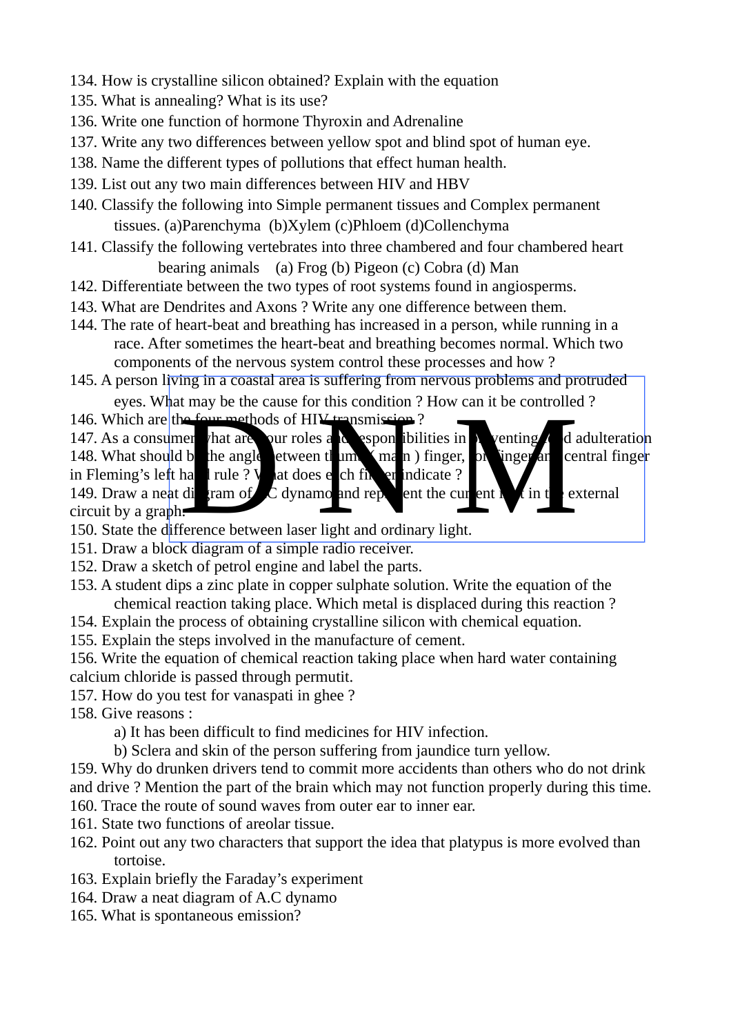134. How is crystalline silicon obtained? Explain with the equation
135. What is annealing? What is its use?
136. Write one function of hormone Thyroxin and Adrenaline
137. Write any two differences between yellow spot and blind spot of human eye.
138. Name the different types of pollutions that effect human health.
139. List out any two main differences between HIV and HBV
140. Classify the following into Simple permanent tissues and Complex permanent tissues. (a)Parenchyma (b)Xylem (c)Phloem (d)Collenchyma
141. Classify the following vertebrates into three chambered and four chambered heart bearing animals (a) Frog (b) Pigeon (c) Cobra (d) Man
142. Differentiate between the two types of root systems found in angiosperms.
143. What are Dendrites and Axons ? Write any one difference between them.
144. The rate of heart-beat and breathing has increased in a person, while running in a race. After sometimes the heart-beat and breathing becomes normal. Which two components of the nervous system control these processes and how ?
145. A person living in a coastal area is suffering from nervous problems and protruded eyes. What may be the cause for this condition ? How can it be controlled ?
146. Which are the four methods of HIV transmission ?
147. As a consumer what are your roles and responsibilities in preventing food adulteration
148. What should be the angle between thumb ( main ) finger, fore finger and central finger in Fleming's left hand rule ? What does each finger indicate ?
149. Draw a neat diagram of AC dynamo and represent the current flow in the external circuit by a graph.
150. State the difference between laser light and ordinary light.
151. Draw a block diagram of a simple radio receiver.
152. Draw a sketch of petrol engine and label the parts.
153. A student dips a zinc plate in copper sulphate solution. Write the equation of the chemical reaction taking place. Which metal is displaced during this reaction ?
154. Explain the process of obtaining crystalline silicon with chemical equation.
155. Explain the steps involved in the manufacture of cement.
156. Write the equation of chemical reaction taking place when hard water containing calcium chloride is passed through permutit.
157. How do you test for vanaspati in ghee ?
158. Give reasons :
a) It has been difficult to find medicines for HIV infection.
b) Sclera and skin of the person suffering from jaundice turn yellow.
159. Why do drunken drivers tend to commit more accidents than others who do not drink and drive ? Mention the part of the brain which may not function properly during this time.
160. Trace the route of sound waves from outer ear to inner ear.
161. State two functions of areolar tissue.
162. Point out any two characters that support the idea that platypus is more evolved than tortoise.
163. Explain briefly the Faraday's experiment
164. Draw a neat diagram of A.C dynamo
165. What is spontaneous emission?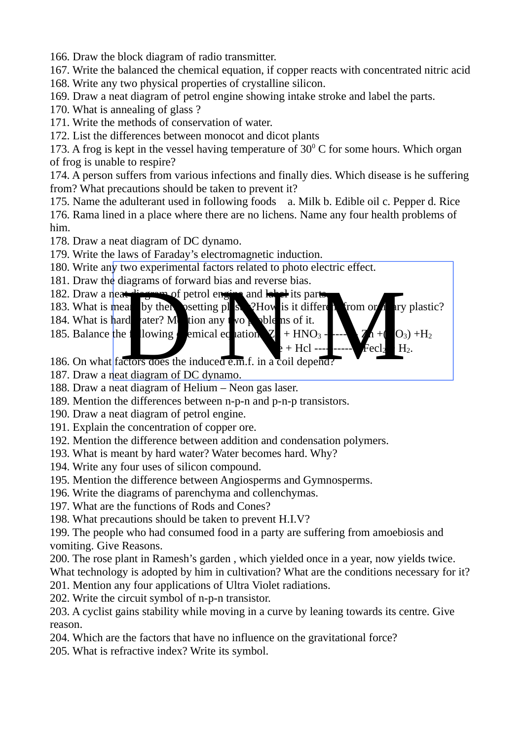166. Draw the block diagram of radio transmitter.
167. Write the balanced the chemical equation, if copper reacts with concentrated nitric acid
168. Write any two physical properties of crystalline silicon.
169. Draw a neat diagram of petrol engine showing intake stroke and label the parts.
170. What is annealing of glass ?
171. Write the methods of conservation of water.
172. List the differences between monocot and dicot plants
173. A frog is kept in the vessel having temperature of $30^0$ C for some hours. Which organ of frog is unable to respire?
174. A person suffers from various infections and finally dies. Which disease is he suffering from? What precautions should be taken to prevent it?
175. Name the adulterant used in following foods  a. Milk b. Edible oil c. Pepper d. Rice
176. Rama lined in a place where there are no lichens. Name any four health problems of him.
178. Draw a neat diagram of DC dynamo.
179. Write the laws of Faraday's electromagnetic induction.
180. Write any two experimental factors related to photo electric effect.
181. Draw the diagrams of forward bias and reverse bias.
182. Draw a neat diagram of petrol engine and label its parts.
183. What is meant by thermosetting plastic?How is it different from ordinary plastic?
184. What is hard water? Mention any two problems of it.
185. Balance the following chemical equation Zn + $HNO_3$ --------- Zn +($NO_3$) +$H_2$
e + Hcl ----------- $Fecl_2$ + $H_2$.
186. On what factors does the induced e.m.f. in a coil depend?
187. Draw a neat diagram of DC dynamo.
188. Draw a neat diagram of Helium – Neon gas laser.
189. Mention the differences between n-p-n and p-n-p transistors.
190. Draw a neat diagram of petrol engine.
191. Explain the concentration of copper ore.
192. Mention the difference between addition and condensation polymers.
193. What is meant by hard water? Water becomes hard. Why?
194. Write any four uses of silicon compound.
195. Mention the difference between Angiosperms and Gymnosperms.
196. Write the diagrams of parenchyma and collenchymas.
197. What are the functions of Rods and Cones?
198. What precautions should be taken to prevent H.I.V?
199. The people who had consumed food in a party are suffering from amoebiosis and vomiting. Give Reasons.
200. The rose plant in Ramesh's garden , which yielded once in a year, now yields twice. What technology is adopted by him in cultivation? What are the conditions necessary for it?
201. Mention any four applications of Ultra Violet radiations.
202. Write the circuit symbol of n-p-n transistor.
203. A cyclist gains stability while moving in a curve by leaning towards its centre. Give reason.
204. Which are the factors that have no influence on the gravitational force?
205. What is refractive index? Write its symbol.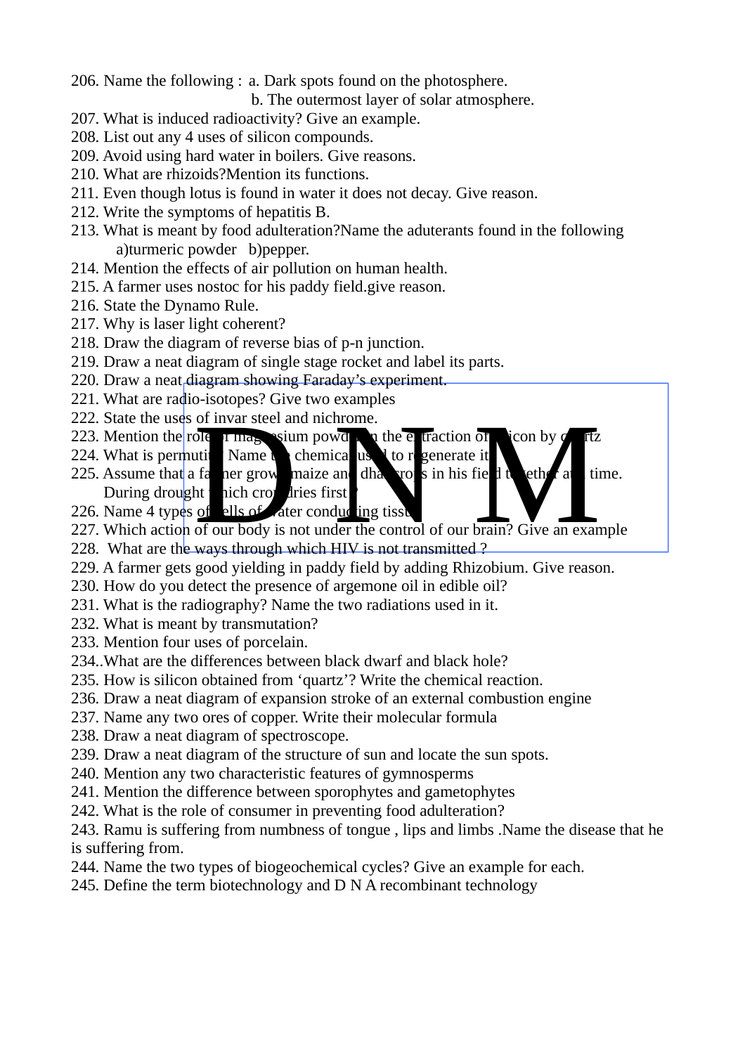206. Name the following : a. Dark spots found on the photosphere.
b. The outermost layer of solar atmosphere.
207. What is induced radioactivity? Give an example.
208. List out any 4 uses of silicon compounds.
209. Avoid using hard water in boilers. Give reasons.
210. What are rhizoids?Mention its functions.
211. Even though lotus is found in water it does not decay. Give reason.
212. Write the symptoms of hepatitis B.
213. What is meant by food adulteration?Name the aduterants found in the following
a)turmeric powder b)pepper.
214. Mention the effects of air pollution on human health.
215. A farmer uses nostoc for his paddy field.give reason.
216. State the Dynamo Rule.
217. Why is laser light coherent?
218. Draw the diagram of reverse bias of p-n junction.
219. Draw a neat diagram of single stage rocket and label its parts.
220. Draw a neat diagram showing Faraday's experiment.
221. What are radio-isotopes? Give two examples
222. State the uses of invar steel and nichrome.
223. Mention the role of magnesium powder in the extraction of silicon by quartz
224. What is permutit? Name the chemical used to regenerate it.
225. Assume that a farmer grows maize and dhal crops in his field together at a time. During drought which crop dries first ?
226. Name 4 types of cells of water conducting tissue.
227. Which action of our body is not under the control of our brain? Give an example
228. What are the ways through which HIV is not transmitted ?
229. A farmer gets good yielding in paddy field by adding Rhizobium. Give reason.
230. How do you detect the presence of argemone oil in edible oil?
231. What is the radiography? Name the two radiations used in it.
232. What is meant by transmutation?
233. Mention four uses of porcelain.
234..What are the differences between black dwarf and black hole?
235. How is silicon obtained from 'quartz'? Write the chemical reaction.
236. Draw a neat diagram of expansion stroke of an external combustion engine
237. Name any two ores of copper. Write their molecular formula
238. Draw a neat diagram of spectroscope.
239. Draw a neat diagram of the structure of sun and locate the sun spots.
240. Mention any two characteristic features of gymnosperms
241. Mention the difference between sporophytes and gametophytes
242. What is the role of consumer in preventing food adulteration?
243. Ramu is suffering from numbness of tongue , lips and limbs .Name the disease that he is suffering from.
244. Name the two types of biogeochemical cycles? Give an example for each.
245. Define the term biotechnology and D N A recombinant technology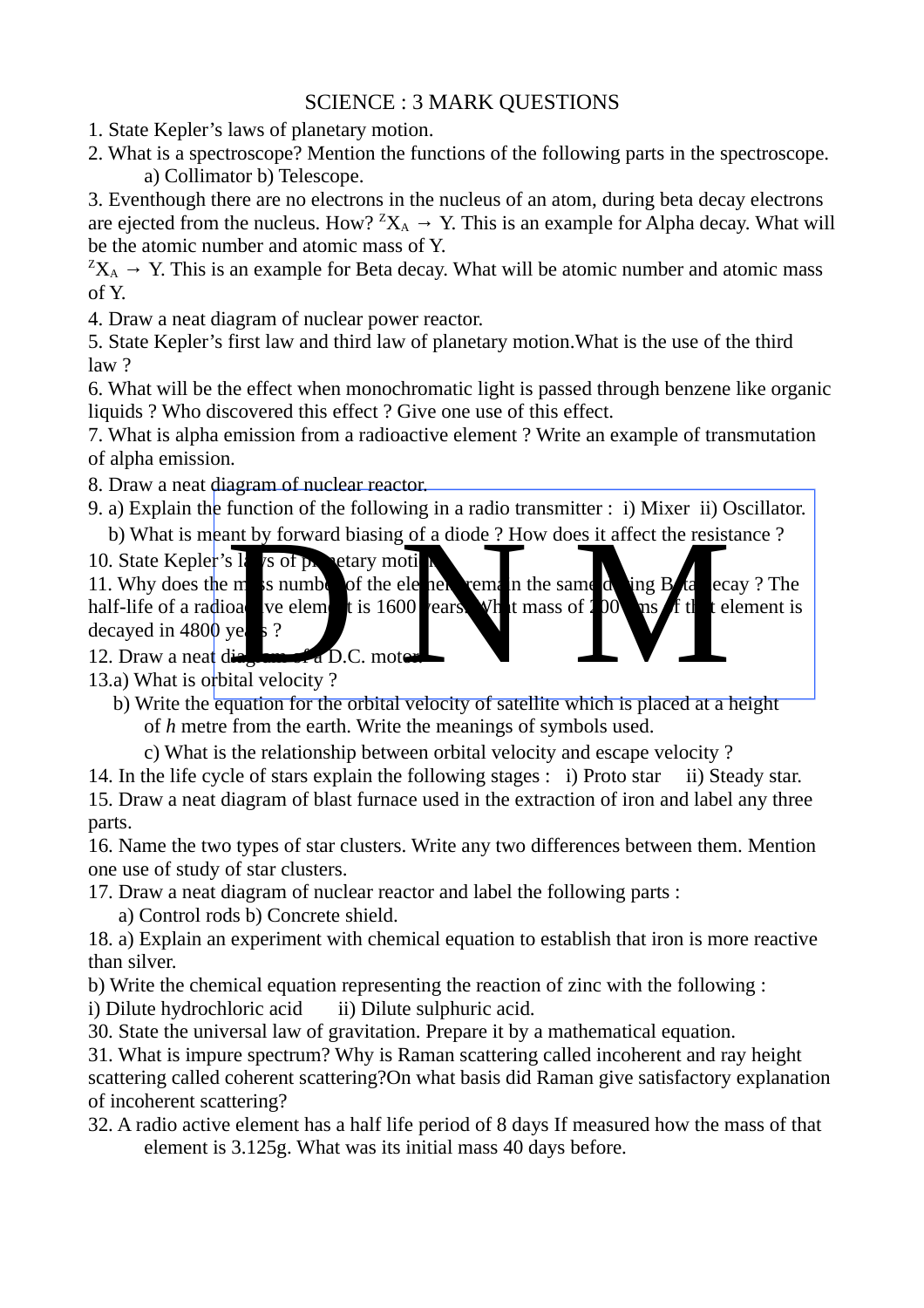# SCIENCE : 3 MARK QUESTIONS

1. State Kepler's laws of planetary motion.
2. What is a spectroscope? Mention the functions of the following parts in the spectroscope.
   a) Collimator b) Telescope.
3. Eventhough there are no electrons in the nucleus of an atom, during beta decay electrons are ejected from the nucleus. How? $^{Z}X_{A} \rightarrow Y$. This is an example for Alpha decay. What will be the atomic number and atomic mass of Y.
$^{Z}X_{A} \rightarrow Y$. This is an example for Beta decay. What will be atomic number and atomic mass of Y.
4. Draw a neat diagram of nuclear power reactor.
5. State Kepler's first law and third law of planetary motion.What is the use of the third law ?
6. What will be the effect when monochromatic light is passed through benzene like organic liquids ? Who discovered this effect ? Give one use of this effect.
7. What is alpha emission from a radioactive element ? Write an example of transmutation of alpha emission.
8. Draw a neat diagram of nuclear reactor.
9. a) Explain the function of the following in a radio transmitter : i) Mixer ii) Oscillator.
   b) What is meant by forward biasing of a diode ? How does it affect the resistance ?
10. State Kepler's laws of planetary motion.
11. Why does the mass number of the element remain the same during Beta decay ? The half-life of a radioactive element is 1600 years. What mass of 200 gms of that element is decayed in 4800 years ?
12. Draw a neat diagram of a D.C. motor.
13. a) What is orbital velocity ?
    b) Write the equation for the orbital velocity of satellite which is placed at a height of *h* metre from the earth. Write the meanings of symbols used.
    c) What is the relationship between orbital velocity and escape velocity ?
14. In the life cycle of stars explain the following stages : i) Proto star ii) Steady star.
15. Draw a neat diagram of blast furnace used in the extraction of iron and label any three parts.
16. Name the two types of star clusters. Write any two differences between them. Mention one use of study of star clusters.
17. Draw a neat diagram of nuclear reactor and label the following parts :
    a) Control rods b) Concrete shield.
18. a) Explain an experiment with chemical equation to establish that iron is more reactive than silver.
b) Write the chemical equation representing the reaction of zinc with the following :
i) Dilute hydrochloric acid ii) Dilute sulphuric acid.
30. State the universal law of gravitation. Prepare it by a mathematical equation.
31. What is impure spectrum? Why is Raman scattering called incoherent and ray height scattering called coherent scattering?On what basis did Raman give satisfactory explanation of incoherent scattering?
32. A radio active element has a half life period of 8 days If measured how the mass of that element is 3.125g. What was its initial mass 40 days before.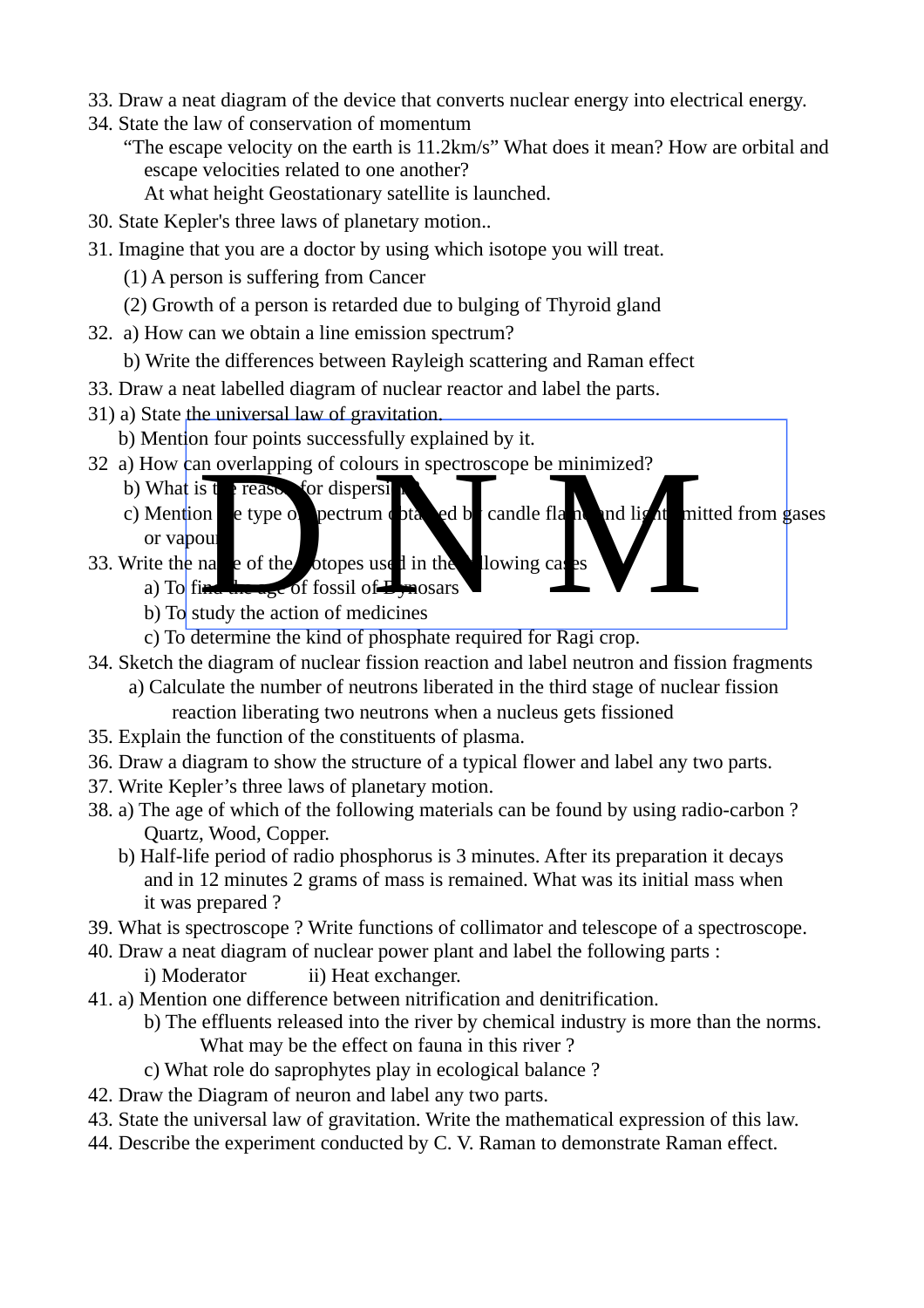33. Draw a neat diagram of the device that converts nuclear energy into electrical energy.
34. State the law of conservation of momentum
   "The escape velocity on the earth is 11.2km/s" What does it mean? How are orbital and escape velocities related to one another?
   At what height Geostationary satellite is launched.
30. State Kepler's three laws of planetary motion..
31. Imagine that you are a doctor by using which isotope you will treat.
   (1) A person is suffering from Cancer
   (2) Growth of a person is retarded due to bulging of Thyroid gland
32. a) How can we obtain a line emission spectrum?
   b) Write the differences between Rayleigh scattering and Raman effect
33. Draw a neat labelled diagram of nuclear reactor and label the parts.
31) a) State the universal law of gravitation.
   b) Mention four points successfully explained by it.
32 a) How can overlapping of colours in spectroscope be minimized?
   b) What is the reason for dispersion?
   c) Mention the type of spectrum obtained by candle flame and light emitted from gases or vapour.
33. Write the name of the isotopes used in the following cases
   a) To find the age of fossil of Dynosars
   b) To study the action of medicines
   c) To determine the kind of phosphate required for Ragi crop.
34. Sketch the diagram of nuclear fission reaction and label neutron and fission fragments
   a) Calculate the number of neutrons liberated in the third stage of nuclear fission reaction liberating two neutrons when a nucleus gets fissioned
35. Explain the function of the constituents of plasma.
36. Draw a diagram to show the structure of a typical flower and label any two parts.
37. Write Kepler's three laws of planetary motion.
38. a) The age of which of the following materials can be found by using radio-carbon ? Quartz, Wood, Copper.
   b) Half-life period of radio phosphorus is 3 minutes. After its preparation it decays and in 12 minutes 2 grams of mass is remained. What was its initial mass when it was prepared ?
39. What is spectroscope ? Write functions of collimator and telescope of a spectroscope.
40. Draw a neat diagram of nuclear power plant and label the following parts :
   i) Moderator ii) Heat exchanger.
41. a) Mention one difference between nitrification and denitrification.
   b) The effluents released into the river by chemical industry is more than the norms. What may be the effect on fauna in this river ?
   c) What role do saprophytes play in ecological balance ?
42. Draw the Diagram of neuron and label any two parts.
43. State the universal law of gravitation. Write the mathematical expression of this law.
44. Describe the experiment conducted by C. V. Raman to demonstrate Raman effect.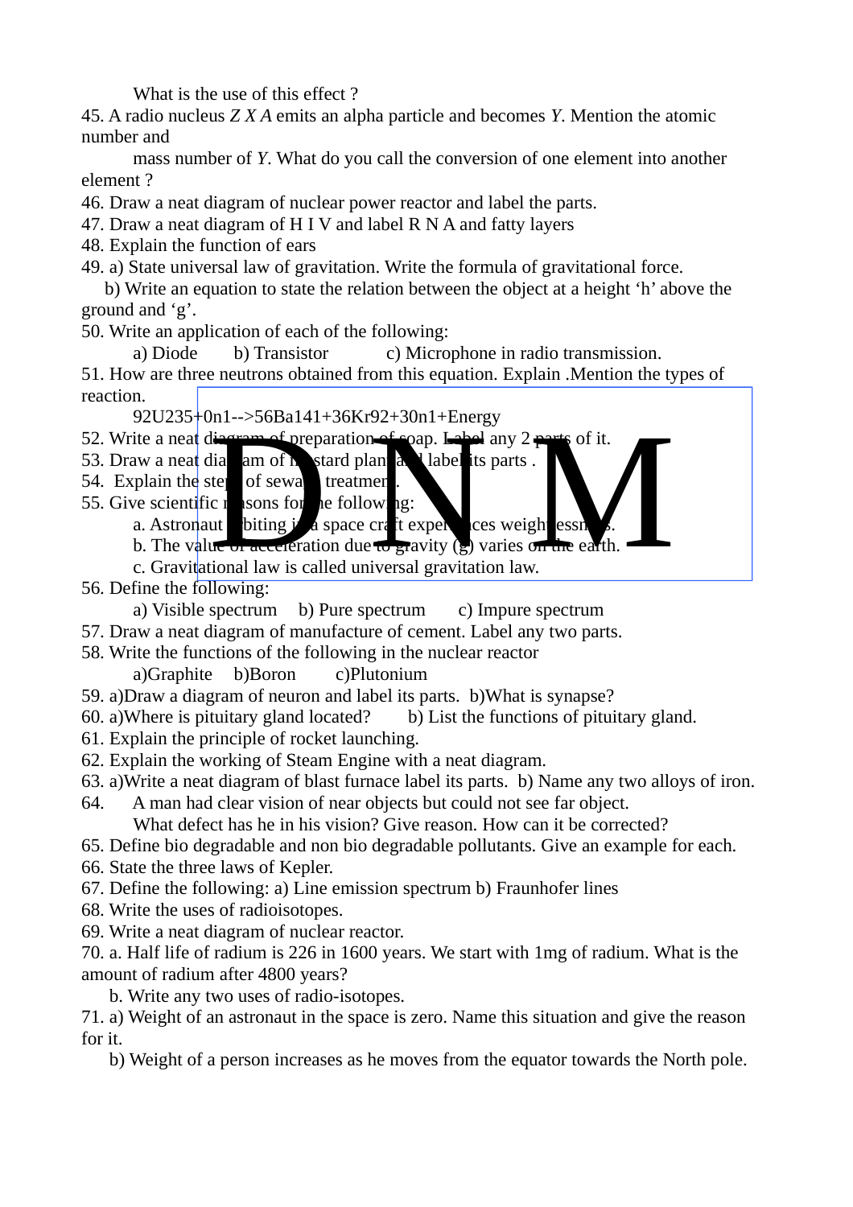What is the use of this effect ?

45. A radio nucleus *Z X A* emits an alpha particle and becomes *Y*. Mention the atomic number and mass number of *Y*. What do you call the conversion of one element into another element ?

46. Draw a neat diagram of nuclear power reactor and label the parts.

47. Draw a neat diagram of H I V and label R N A and fatty layers

48. Explain the function of ears

49. a) State universal law of gravitation. Write the formula of gravitational force.

b) Write an equation to state the relation between the object at a height 'h' above the ground and 'g'.

50. Write an application of each of the following:

a) Diode b) Transistor c) Microphone in radio transmission.

51. How are three neutrons obtained from this equation. Explain .Mention the types of reaction.

$_{92}U^{235} + {_0}n^1 \rightarrow {_{56}}Ba^{141} + {_{36}}Kr^{92} + 3{_0}n^1 + \text{Energy}$

52. Write a neat diagram of preparation of soap. Label any 2 parts of it.

53. Draw a neat diagram of mustard plant and label its parts .

54. Explain the steps of sewage treatment.

55. Give scientific reasons for the following:

a. Astronaut orbiting in a space craft experiences weightlessness.

b. The value of acceleration due to gravity (g) varies on the earth.

c. Gravitational law is called universal gravitation law.

56. Define the following:

a) Visible spectrum b) Pure spectrum c) Impure spectrum

57. Draw a neat diagram of manufacture of cement. Label any two parts.

58. Write the functions of the following in the nuclear reactor

a)Graphite b)Boron c)Plutonium

59. a)Draw a diagram of neuron and label its parts. b)What is synapse?

60. a)Where is pituitary gland located? b) List the functions of pituitary gland.

61. Explain the principle of rocket launching.

62. Explain the working of Steam Engine with a neat diagram.

63. a)Write a neat diagram of blast furnace label its parts. b) Name any two alloys of iron.

64. A man had clear vision of near objects but could not see far object.

What defect has he in his vision? Give reason. How can it be corrected?

65. Define bio degradable and non bio degradable pollutants. Give an example for each.

66. State the three laws of Kepler.

67. Define the following: a) Line emission spectrum b) Fraunhofer lines

68. Write the uses of radioisotopes.

69. Write a neat diagram of nuclear reactor.

70. a. Half life of radium is 226 in 1600 years. We start with 1mg of radium. What is the amount of radium after 4800 years?

b. Write any two uses of radio-isotopes.

71. a) Weight of an astronaut in the space is zero. Name this situation and give the reason for it.

b) Weight of a person increases as he moves from the equator towards the North pole.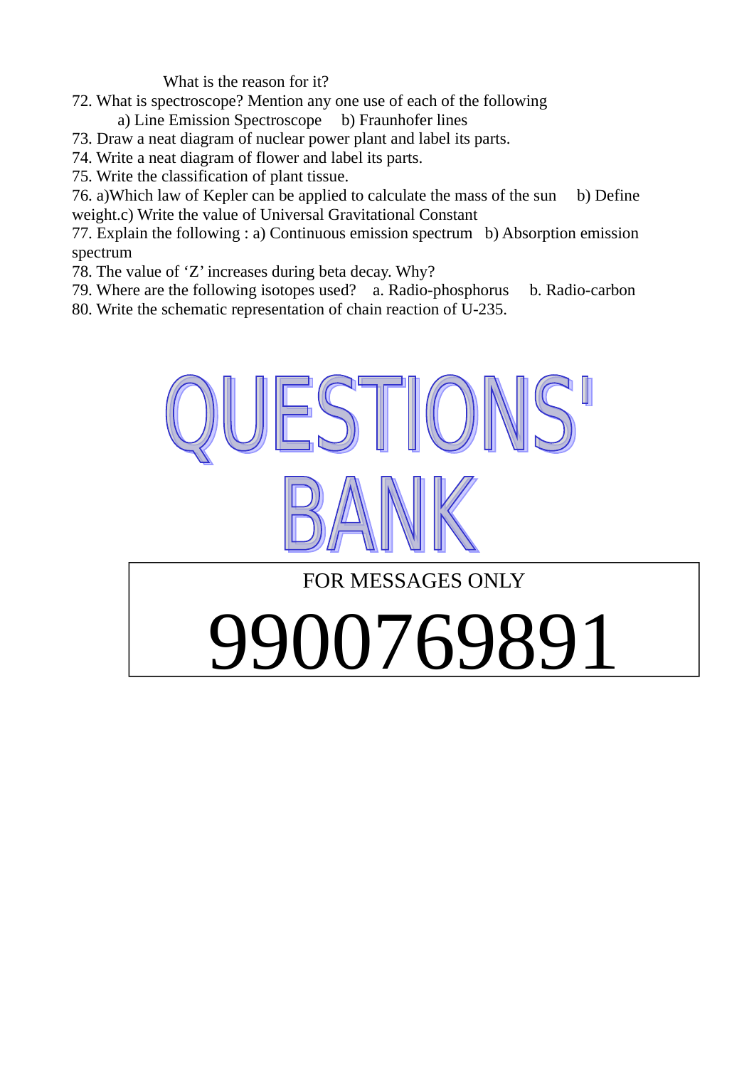What is the reason for it?

72. What is spectroscope? Mention any one use of each of the following
    a) Line Emission Spectroscope  b) Fraunhofer lines
73. Draw a neat diagram of nuclear power plant and label its parts.
74. Write a neat diagram of flower and label its parts.
75. Write the classification of plant tissue.
76. a)Which law of Kepler can be applied to calculate the mass of the sun  b) Define weight.c) Write the value of Universal Gravitational Constant
77. Explain the following : a) Continuous emission spectrum  b) Absorption emission spectrum
78. The value of 'Z' increases during beta decay. Why?
79. Where are the following isotopes used?  a. Radio-phosphorus  b. Radio-carbon
80. Write the schematic representation of chain reaction of U-235.

# QUESTIONS' BANK

FOR MESSAGES ONLY

**9900769891**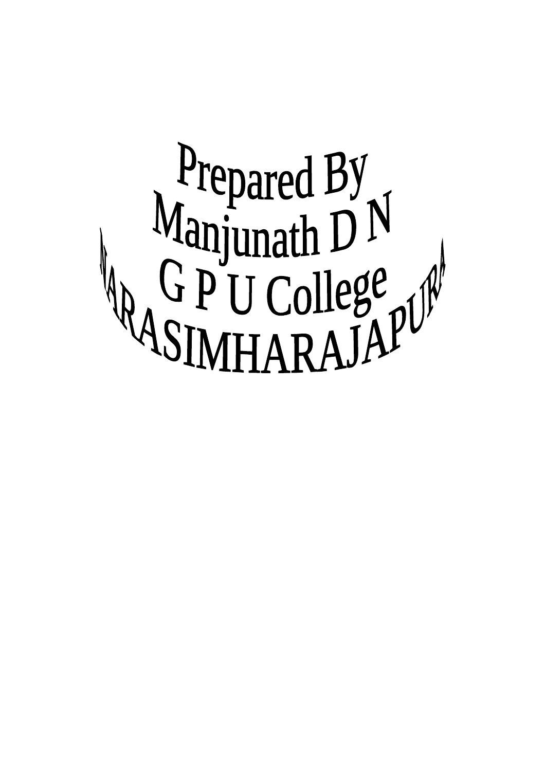Prepared By

Manjunath D N

G P U College

NARASIMHARAJAPURA